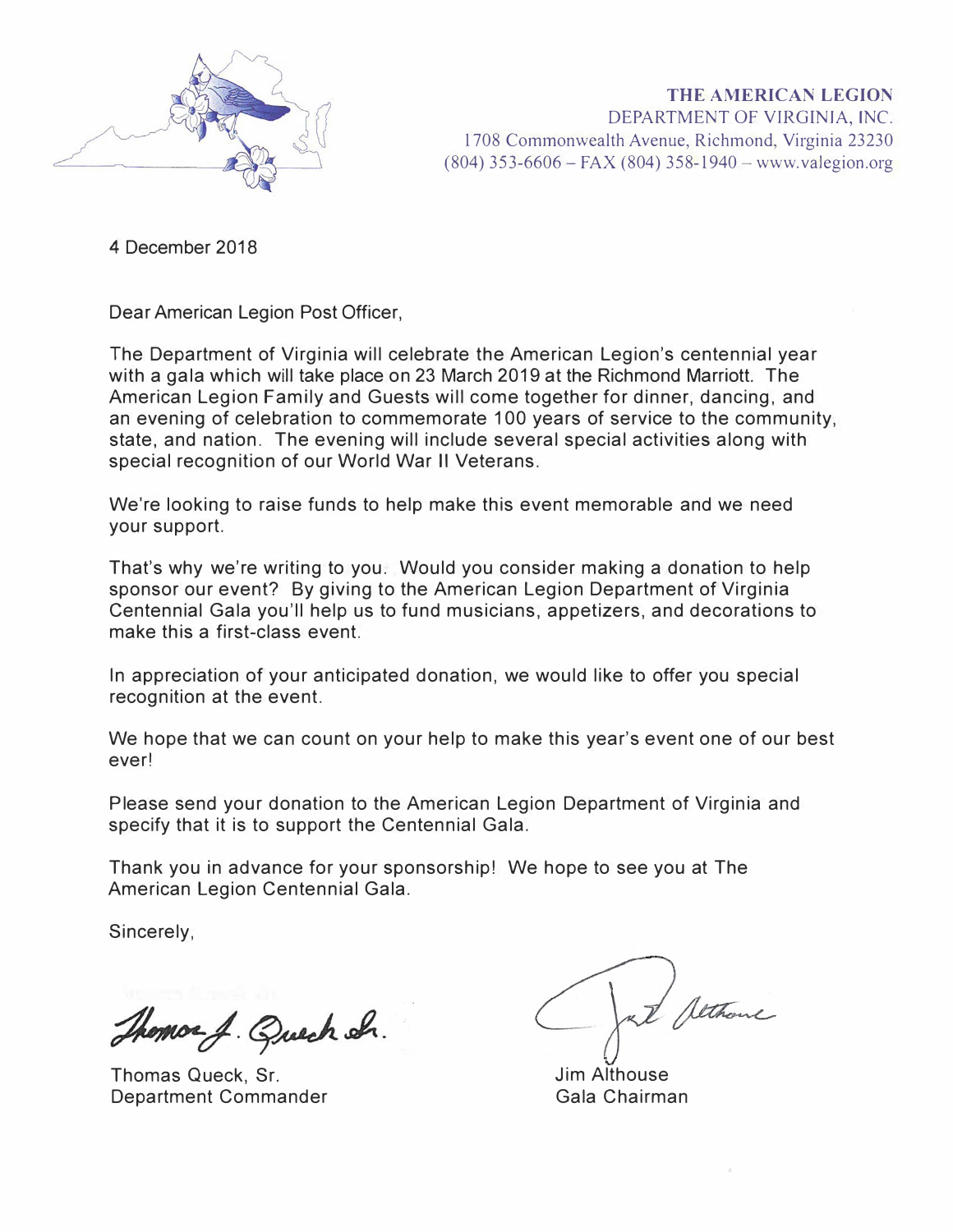**THE AMERICAN LEGION**
DEPARTMENT OF VIRGINIA, INC.
1708 Commonwealth Avenue, Richmond, Virginia 23230
(804) 353-6606 – FAX (804) 358-1940 – www.valegion.org

4 December 2018

Dear American Legion Post Officer,

The Department of Virginia will celebrate the American Legion's centennial year with a gala which will take place on 23 March 2019 at the Richmond Marriott. The American Legion Family and Guests will come together for dinner, dancing, and an evening of celebration to commemorate 100 years of service to the community, state, and nation. The evening will include several special activities along with special recognition of our World War II Veterans.

We're looking to raise funds to help make this event memorable and we need your support.

That's why we're writing to you. Would you consider making a donation to help sponsor our event? By giving to the American Legion Department of Virginia Centennial Gala you'll help us to fund musicians, appetizers, and decorations to make this a first-class event.

In appreciation of your anticipated donation, we would like to offer you special recognition at the event.

We hope that we can count on your help to make this year's event one of our best ever!

Please send your donation to the American Legion Department of Virginia and specify that it is to support the Centennial Gala.

Thank you in advance for your sponsorship! We hope to see you at The American Legion Centennial Gala.

Sincerely,

*Thomas J. Queck Sr.*

Thomas Queck, Sr.
Department Commander

*Jim Althouse*

Jim Althouse
Gala Chairman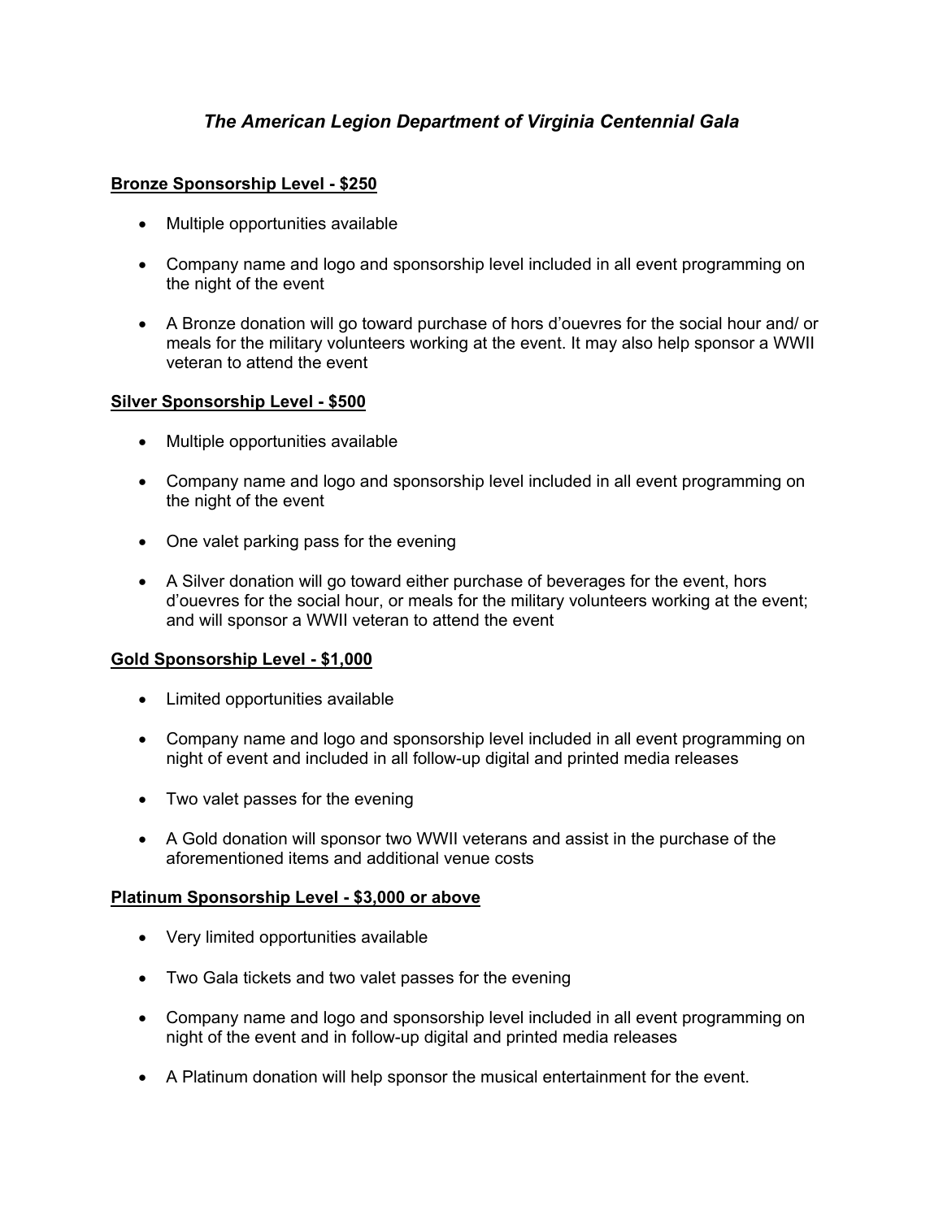# *The American Legion Department of Virginia Centennial Gala*

**Bronze Sponsorship Level - $250**

- Multiple opportunities available
- Company name and logo and sponsorship level included in all event programming on the night of the event
- A Bronze donation will go toward purchase of hors d'ouevres for the social hour and/ or meals for the military volunteers working at the event. It may also help sponsor a WWII veteran to attend the event

**Silver Sponsorship Level - $500**

- Multiple opportunities available
- Company name and logo and sponsorship level included in all event programming on the night of the event
- One valet parking pass for the evening
- A Silver donation will go toward either purchase of beverages for the event, hors d'ouevres for the social hour, or meals for the military volunteers working at the event; and will sponsor a WWII veteran to attend the event

**Gold Sponsorship Level - $1,000**

- Limited opportunities available
- Company name and logo and sponsorship level included in all event programming on night of event and included in all follow-up digital and printed media releases
- Two valet passes for the evening
- A Gold donation will sponsor two WWII veterans and assist in the purchase of the aforementioned items and additional venue costs

**Platinum Sponsorship Level - $3,000 or above**

- Very limited opportunities available
- Two Gala tickets and two valet passes for the evening
- Company name and logo and sponsorship level included in all event programming on night of the event and in follow-up digital and printed media releases
- A Platinum donation will help sponsor the musical entertainment for the event.